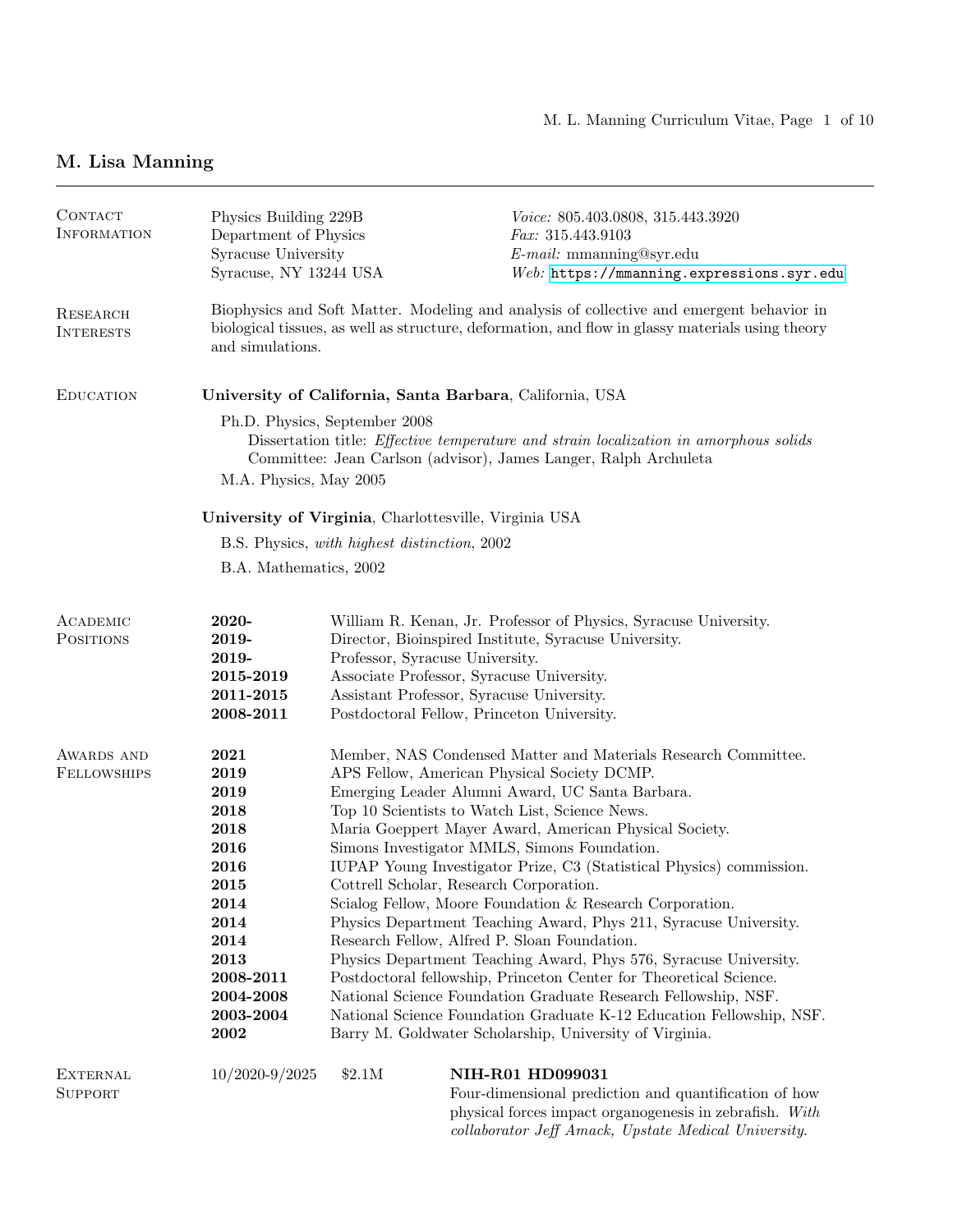# M. Lisa Manning

## Contact Information

Physics Building 229B
Department of Physics
Syracuse University
Syracuse, NY 13244 USA

*Voice:* 805.403.0808, 315.443.3920
*Fax:* 315.443.9103
*E-mail:* mmanning@syr.edu
*Web:* https://mmanning.expressions.syr.edu

## Research Interests

Biophysics and Soft Matter. Modeling and analysis of collective and emergent behavior in biological tissues, as well as structure, deformation, and flow in glassy materials using theory and simulations.

## Education

**University of California, Santa Barbara**, California, USA

Ph.D. Physics, September 2008
Dissertation title: *Effective temperature and strain localization in amorphous solids*
Committee: Jean Carlson (advisor), James Langer, Ralph Archuleta

M.A. Physics, May 2005

**University of Virginia**, Charlottesville, Virginia USA

B.S. Physics, *with highest distinction*, 2002

B.A. Mathematics, 2002

## Academic Positions

| | |
|---|---|
| **2020-** | William R. Kenan, Jr. Professor of Physics, Syracuse University. |
| **2019-** | Director, Bioinspired Institute, Syracuse University. |
| **2019-** | Professor, Syracuse University. |
| **2015-2019** | Associate Professor, Syracuse University. |
| **2011-2015** | Assistant Professor, Syracuse University. |
| **2008-2011** | Postdoctoral Fellow, Princeton University. |

## Awards and Fellowships

| | |
|---|---|
| **2021** | Member, NAS Condensed Matter and Materials Research Committee. |
| **2019** | APS Fellow, American Physical Society DCMP. |
| **2019** | Emerging Leader Alumni Award, UC Santa Barbara. |
| **2018** | Top 10 Scientists to Watch List, Science News. |
| **2018** | Maria Goeppert Mayer Award, American Physical Society. |
| **2016** | Simons Investigator MMLS, Simons Foundation. |
| **2016** | IUPAP Young Investigator Prize, C3 (Statistical Physics) commission. |
| **2015** | Cottrell Scholar, Research Corporation. |
| **2014** | Scialog Fellow, Moore Foundation & Research Corporation. |
| **2014** | Physics Department Teaching Award, Phys 211, Syracuse University. |
| **2014** | Research Fellow, Alfred P. Sloan Foundation. |
| **2013** | Physics Department Teaching Award, Phys 576, Syracuse University. |
| **2008-2011** | Postdoctoral fellowship, Princeton Center for Theoretical Science. |
| **2004-2008** | National Science Foundation Graduate Research Fellowship, NSF. |
| **2003-2004** | National Science Foundation Graduate K-12 Education Fellowship, NSF. |
| **2002** | Barry M. Goldwater Scholarship, University of Virginia. |

## External Support

| | | |
|---|---|---|
| 10/2020-9/2025 | $2.1M | **NIH-R01 HD099031** Four-dimensional prediction and quantification of how physical forces impact organogenesis in zebrafish. *With collaborator Jeff Amack, Upstate Medical University.* |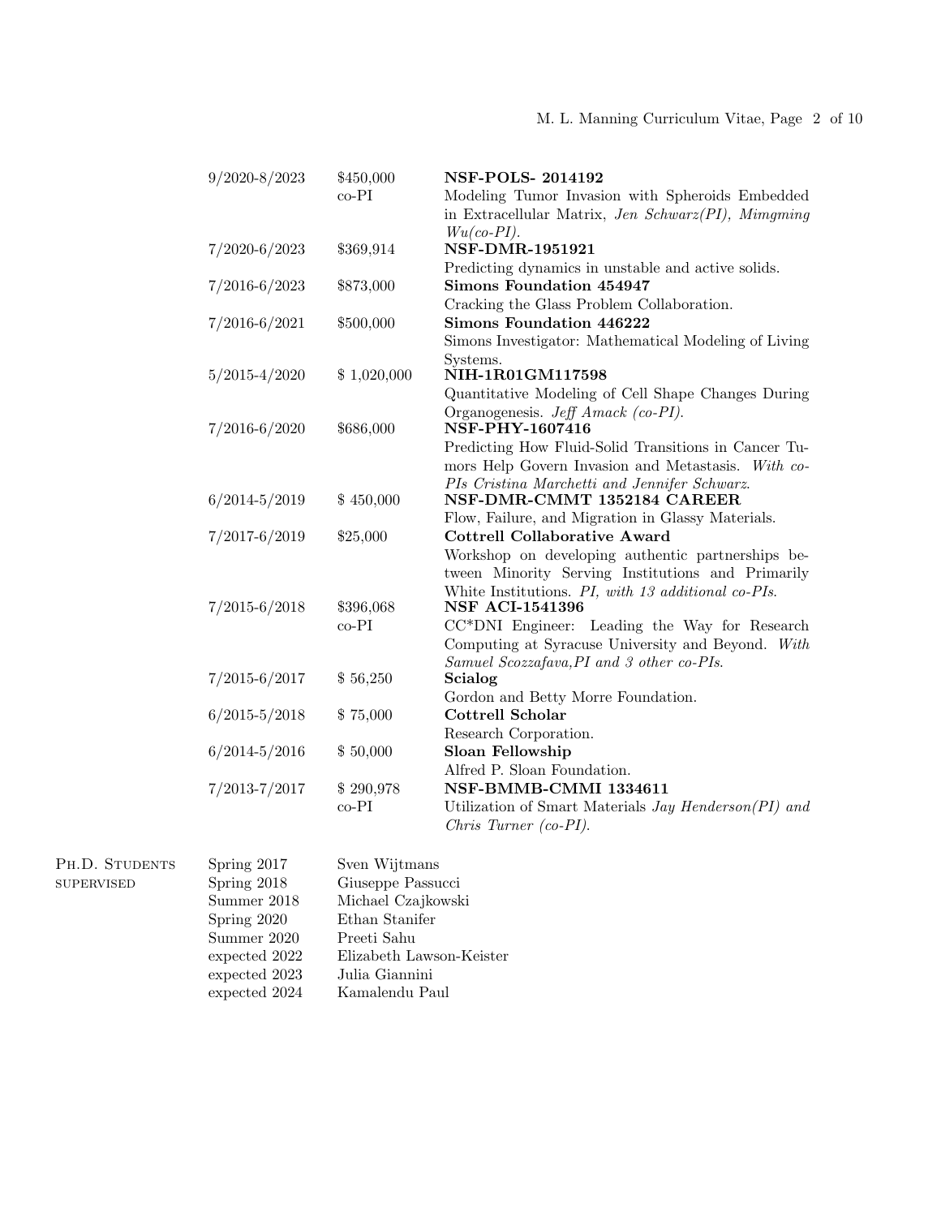| | | |
|---|---|---|
| 9/2020-8/2023 | $450,000<br>co-PI | **NSF-POLS- 2014192**<br>Modeling Tumor Invasion with Spheroids Embedded in Extracellular Matrix, *Jen Schwarz(PI), Mimgming Wu(co-PI).* |
| 7/2020-6/2023 | $369,914 | **NSF-DMR-1951921**<br>Predicting dynamics in unstable and active solids. |
| 7/2016-6/2023 | $873,000 | **Simons Foundation 454947**<br>Cracking the Glass Problem Collaboration. |
| 7/2016-6/2021 | $500,000 | **Simons Foundation 446222**<br>Simons Investigator: Mathematical Modeling of Living Systems. |
| 5/2015-4/2020 | $ 1,020,000 | **NIH-1R01GM117598**<br>Quantitative Modeling of Cell Shape Changes During Organogenesis. *Jeff Amack (co-PI).* |
| 7/2016-6/2020 | $686,000 | **NSF-PHY-1607416**<br>Predicting How Fluid-Solid Transitions in Cancer Tumors Help Govern Invasion and Metastasis. *With co-PIs Cristina Marchetti and Jennifer Schwarz.* |
| 6/2014-5/2019 | $ 450,000 | **NSF-DMR-CMMT 1352184 CAREER**<br>Flow, Failure, and Migration in Glassy Materials. |
| 7/2017-6/2019 | $25,000 | **Cottrell Collaborative Award**<br>Workshop on developing authentic partnerships between Minority Serving Institutions and Primarily White Institutions. *PI, with 13 additional co-PIs.* |
| 7/2015-6/2018 | $396,068<br>co-PI | **NSF ACI-1541396**<br>CC*DNI Engineer: Leading the Way for Research Computing at Syracuse University and Beyond. *With Samuel Scozzafava,PI and 3 other co-PIs.* |
| 7/2015-6/2017 | $ 56,250 | **Scialog**<br>Gordon and Betty Morre Foundation. |
| 6/2015-5/2018 | $ 75,000 | **Cottrell Scholar**<br>Research Corporation. |
| 6/2014-5/2016 | $ 50,000 | **Sloan Fellowship**<br>Alfred P. Sloan Foundation. |
| 7/2013-7/2017 | $ 290,978<br>co-PI | **NSF-BMMB-CMMI 1334611**<br>Utilization of Smart Materials *Jay Henderson(PI) and Chris Turner (co-PI).* |

## Ph.D. Students supervised

| | |
|---|---|
| Spring 2017 | Sven Wijtmans |
| Spring 2018 | Giuseppe Passucci |
| Summer 2018 | Michael Czajkowski |
| Spring 2020 | Ethan Stanifer |
| Summer 2020 | Preeti Sahu |
| expected 2022 | Elizabeth Lawson-Keister |
| expected 2023 | Julia Giannini |
| expected 2024 | Kamalendu Paul |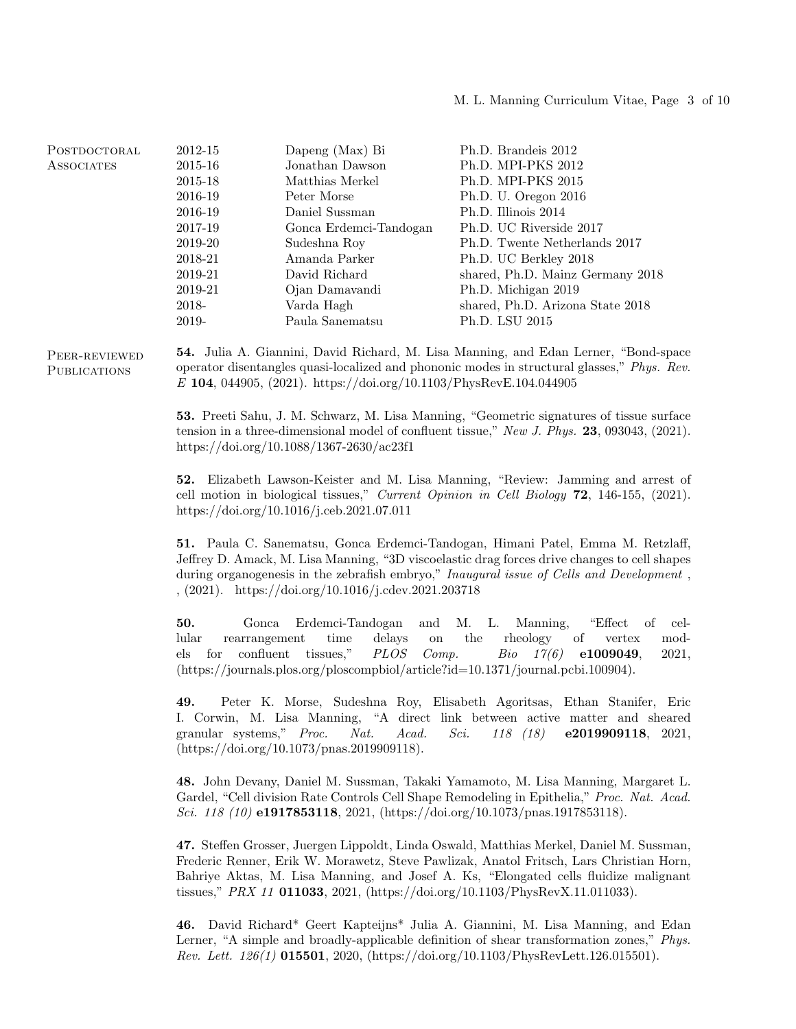## Postdoctoral Associates

| Years | Name | Degree |
|---|---|---|
| 2012-15 | Dapeng (Max) Bi | Ph.D. Brandeis 2012 |
| 2015-16 | Jonathan Dawson | Ph.D. MPI-PKS 2012 |
| 2015-18 | Matthias Merkel | Ph.D. MPI-PKS 2015 |
| 2016-19 | Peter Morse | Ph.D. U. Oregon 2016 |
| 2016-19 | Daniel Sussman | Ph.D. Illinois 2014 |
| 2017-19 | Gonca Erdemci-Tandogan | Ph.D. UC Riverside 2017 |
| 2019-20 | Sudeshna Roy | Ph.D. Twente Netherlands 2017 |
| 2018-21 | Amanda Parker | Ph.D. UC Berkley 2018 |
| 2019-21 | David Richard | shared, Ph.D. Mainz Germany 2018 |
| 2019-21 | Ojan Damavandi | Ph.D. Michigan 2019 |
| 2018- | Varda Hagh | shared, Ph.D. Arizona State 2018 |
| 2019- | Paula Sanematsu | Ph.D. LSU 2015 |

## Peer-reviewed Publications

**54.** Julia A. Giannini, David Richard, M. Lisa Manning, and Edan Lerner, "Bond-space operator disentangles quasi-localized and phononic modes in structural glasses," *Phys. Rev. E* **104**, 044905, (2021). https://doi.org/10.1103/PhysRevE.104.044905

**53.** Preeti Sahu, J. M. Schwarz, M. Lisa Manning, "Geometric signatures of tissue surface tension in a three-dimensional model of confluent tissue," *New J. Phys.* **23**, 093043, (2021). https://doi.org/10.1088/1367-2630/ac23f1

**52.** Elizabeth Lawson-Keister and M. Lisa Manning, "Review: Jamming and arrest of cell motion in biological tissues," *Current Opinion in Cell Biology* **72**, 146-155, (2021). https://doi.org/10.1016/j.ceb.2021.07.011

**51.** Paula C. Sanematsu, Gonca Erdemci-Tandogan, Himani Patel, Emma M. Retzlaff, Jeffrey D. Amack, M. Lisa Manning, "3D viscoelastic drag forces drive changes to cell shapes during organogenesis in the zebrafish embryo," *Inaugural issue of Cells and Development* , , (2021). https://doi.org/10.1016/j.cdev.2021.203718

**50.** Gonca Erdemci-Tandogan and M. L. Manning, "Effect of cellular rearrangement time delays on the rheology of vertex models for confluent tissues," *PLOS Comp. Bio 17(6)* **e1009049**, 2021, (https://journals.plos.org/ploscompbiol/article?id=10.1371/journal.pcbi.100904).

**49.** Peter K. Morse, Sudeshna Roy, Elisabeth Agoritsas, Ethan Stanifer, Eric I. Corwin, M. Lisa Manning, "A direct link between active matter and sheared granular systems," *Proc. Nat. Acad. Sci. 118 (18)* **e2019909118**, 2021, (https://doi.org/10.1073/pnas.2019909118).

**48.** John Devany, Daniel M. Sussman, Takaki Yamamoto, M. Lisa Manning, Margaret L. Gardel, "Cell division Rate Controls Cell Shape Remodeling in Epithelia," *Proc. Nat. Acad. Sci. 118 (10)* **e1917853118**, 2021, (https://doi.org/10.1073/pnas.1917853118).

**47.** Steffen Grosser, Juergen Lippoldt, Linda Oswald, Matthias Merkel, Daniel M. Sussman, Frederic Renner, Erik W. Morawetz, Steve Pawlizak, Anatol Fritsch, Lars Christian Horn, Bahriye Aktas, M. Lisa Manning, and Josef A. Ks, "Elongated cells fluidize malignant tissues," *PRX 11* **011033**, 2021, (https://doi.org/10.1103/PhysRevX.11.011033).

**46.** David Richard* Geert Kapteijns* Julia A. Giannini, M. Lisa Manning, and Edan Lerner, "A simple and broadly-applicable definition of shear transformation zones," *Phys. Rev. Lett. 126(1)* **015501**, 2020, (https://doi.org/10.1103/PhysRevLett.126.015501).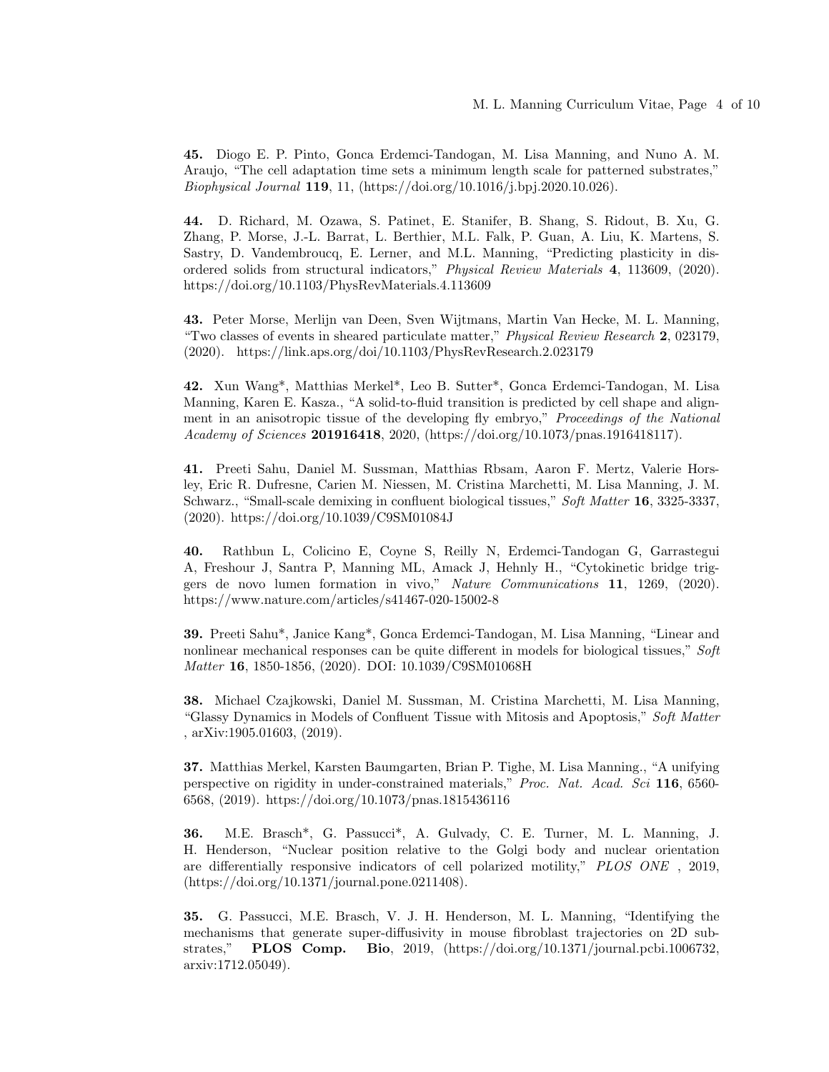**45.** Diogo E. P. Pinto, Gonca Erdemci-Tandogan, M. Lisa Manning, and Nuno A. M. Araujo, "The cell adaptation time sets a minimum length scale for patterned substrates," *Biophysical Journal* **119**, 11, (https://doi.org/10.1016/j.bpj.2020.10.026).

**44.** D. Richard, M. Ozawa, S. Patinet, E. Stanifer, B. Shang, S. Ridout, B. Xu, G. Zhang, P. Morse, J.-L. Barrat, L. Berthier, M.L. Falk, P. Guan, A. Liu, K. Martens, S. Sastry, D. Vandembroucq, E. Lerner, and M.L. Manning, "Predicting plasticity in disordered solids from structural indicators," *Physical Review Materials* **4**, 113609, (2020). https://doi.org/10.1103/PhysRevMaterials.4.113609

**43.** Peter Morse, Merlijn van Deen, Sven Wijtmans, Martin Van Hecke, M. L. Manning, "Two classes of events in sheared particulate matter," *Physical Review Research* **2**, 023179, (2020). https://link.aps.org/doi/10.1103/PhysRevResearch.2.023179

**42.** Xun Wang*, Matthias Merkel*, Leo B. Sutter*, Gonca Erdemci-Tandogan, M. Lisa Manning, Karen E. Kasza., "A solid-to-fluid transition is predicted by cell shape and alignment in an anisotropic tissue of the developing fly embryo," *Proceedings of the National Academy of Sciences* **201916418**, 2020, (https://doi.org/10.1073/pnas.1916418117).

**41.** Preeti Sahu, Daniel M. Sussman, Matthias Rbsam, Aaron F. Mertz, Valerie Horsley, Eric R. Dufresne, Carien M. Niessen, M. Cristina Marchetti, M. Lisa Manning, J. M. Schwarz., "Small-scale demixing in confluent biological tissues," *Soft Matter* **16**, 3325-3337, (2020). https://doi.org/10.1039/C9SM01084J

**40.** Rathbun L, Colicino E, Coyne S, Reilly N, Erdemci-Tandogan G, Garrastegui A, Freshour J, Santra P, Manning ML, Amack J, Hehnly H., "Cytokinetic bridge triggers de novo lumen formation in vivo," *Nature Communications* **11**, 1269, (2020). https://www.nature.com/articles/s41467-020-15002-8

**39.** Preeti Sahu*, Janice Kang*, Gonca Erdemci-Tandogan, M. Lisa Manning, "Linear and nonlinear mechanical responses can be quite different in models for biological tissues," *Soft Matter* **16**, 1850-1856, (2020). DOI: 10.1039/C9SM01068H

**38.** Michael Czajkowski, Daniel M. Sussman, M. Cristina Marchetti, M. Lisa Manning, "Glassy Dynamics in Models of Confluent Tissue with Mitosis and Apoptosis," *Soft Matter* , arXiv:1905.01603, (2019).

**37.** Matthias Merkel, Karsten Baumgarten, Brian P. Tighe, M. Lisa Manning., "A unifying perspective on rigidity in under-constrained materials," *Proc. Nat. Acad. Sci* **116**, 6560-6568, (2019). https://doi.org/10.1073/pnas.1815436116

**36.** M.E. Brasch*, G. Passucci*, A. Gulvady, C. E. Turner, M. L. Manning, J. H. Henderson, "Nuclear position relative to the Golgi body and nuclear orientation are differentially responsive indicators of cell polarized motility," *PLOS ONE* , 2019, (https://doi.org/10.1371/journal.pone.0211408).

**35.** G. Passucci, M.E. Brasch, V. J. H. Henderson, M. L. Manning, "Identifying the mechanisms that generate super-diffusivity in mouse fibroblast trajectories on 2D substrates," **PLOS Comp. Bio**, 2019, (https://doi.org/10.1371/journal.pcbi.1006732, arxiv:1712.05049).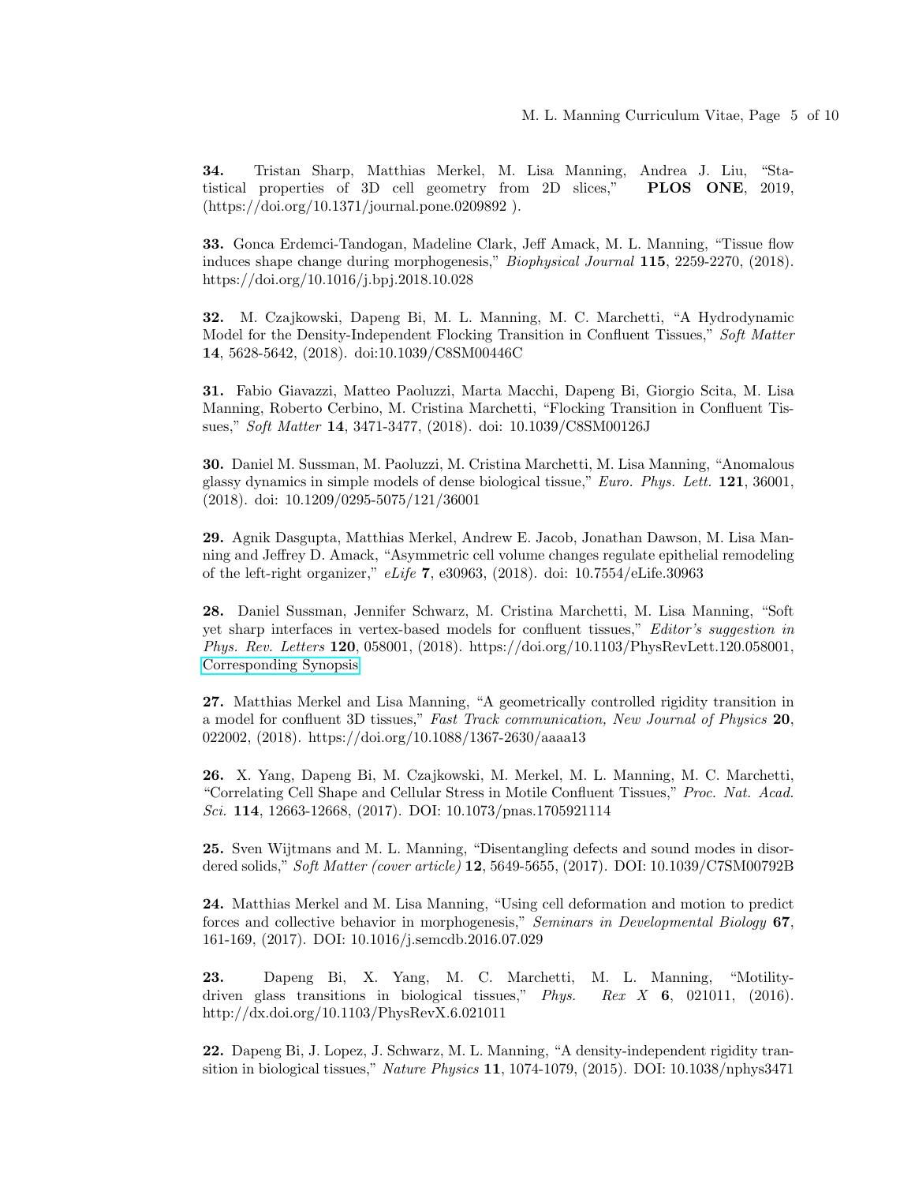**34.** Tristan Sharp, Matthias Merkel, M. Lisa Manning, Andrea J. Liu, "Statistical properties of 3D cell geometry from 2D slices," **PLOS ONE**, 2019, (https://doi.org/10.1371/journal.pone.0209892 ).

**33.** Gonca Erdemci-Tandogan, Madeline Clark, Jeff Amack, M. L. Manning, "Tissue flow induces shape change during morphogenesis," *Biophysical Journal* **115**, 2259-2270, (2018). https://doi.org/10.1016/j.bpj.2018.10.028

**32.** M. Czajkowski, Dapeng Bi, M. L. Manning, M. C. Marchetti, "A Hydrodynamic Model for the Density-Independent Flocking Transition in Confluent Tissues," *Soft Matter* **14**, 5628-5642, (2018). doi:10.1039/C8SM00446C

**31.** Fabio Giavazzi, Matteo Paoluzzi, Marta Macchi, Dapeng Bi, Giorgio Scita, M. Lisa Manning, Roberto Cerbino, M. Cristina Marchetti, "Flocking Transition in Confluent Tissues," *Soft Matter* **14**, 3471-3477, (2018). doi: 10.1039/C8SM00126J

**30.** Daniel M. Sussman, M. Paoluzzi, M. Cristina Marchetti, M. Lisa Manning, "Anomalous glassy dynamics in simple models of dense biological tissue," *Euro. Phys. Lett.* **121**, 36001, (2018). doi: 10.1209/0295-5075/121/36001

**29.** Agnik Dasgupta, Matthias Merkel, Andrew E. Jacob, Jonathan Dawson, M. Lisa Manning and Jeffrey D. Amack, "Asymmetric cell volume changes regulate epithelial remodeling of the left-right organizer," *eLife* **7**, e30963, (2018). doi: 10.7554/eLife.30963

**28.** Daniel Sussman, Jennifer Schwarz, M. Cristina Marchetti, M. Lisa Manning, "Soft yet sharp interfaces in vertex-based models for confluent tissues," *Editor's suggestion in Phys. Rev. Letters* **120**, 058001, (2018). https://doi.org/10.1103/PhysRevLett.120.058001, Corresponding Synopsis

**27.** Matthias Merkel and Lisa Manning, "A geometrically controlled rigidity transition in a model for confluent 3D tissues," *Fast Track communication, New Journal of Physics* **20**, 022002, (2018). https://doi.org/10.1088/1367-2630/aaaa13

**26.** X. Yang, Dapeng Bi, M. Czajkowski, M. Merkel, M. L. Manning, M. C. Marchetti, "Correlating Cell Shape and Cellular Stress in Motile Confluent Tissues," *Proc. Nat. Acad. Sci.* **114**, 12663-12668, (2017). DOI: 10.1073/pnas.1705921114

**25.** Sven Wijtmans and M. L. Manning, "Disentangling defects and sound modes in disordered solids," *Soft Matter (cover article)* **12**, 5649-5655, (2017). DOI: 10.1039/C7SM00792B

**24.** Matthias Merkel and M. Lisa Manning, "Using cell deformation and motion to predict forces and collective behavior in morphogenesis," *Seminars in Developmental Biology* **67**, 161-169, (2017). DOI: 10.1016/j.semcdb.2016.07.029

**23.** Dapeng Bi, X. Yang, M. C. Marchetti, M. L. Manning, "Motility-driven glass transitions in biological tissues," *Phys. Rex X* **6**, 021011, (2016). http://dx.doi.org/10.1103/PhysRevX.6.021011

**22.** Dapeng Bi, J. Lopez, J. Schwarz, M. L. Manning, "A density-independent rigidity transition in biological tissues," *Nature Physics* **11**, 1074-1079, (2015). DOI: 10.1038/nphys3471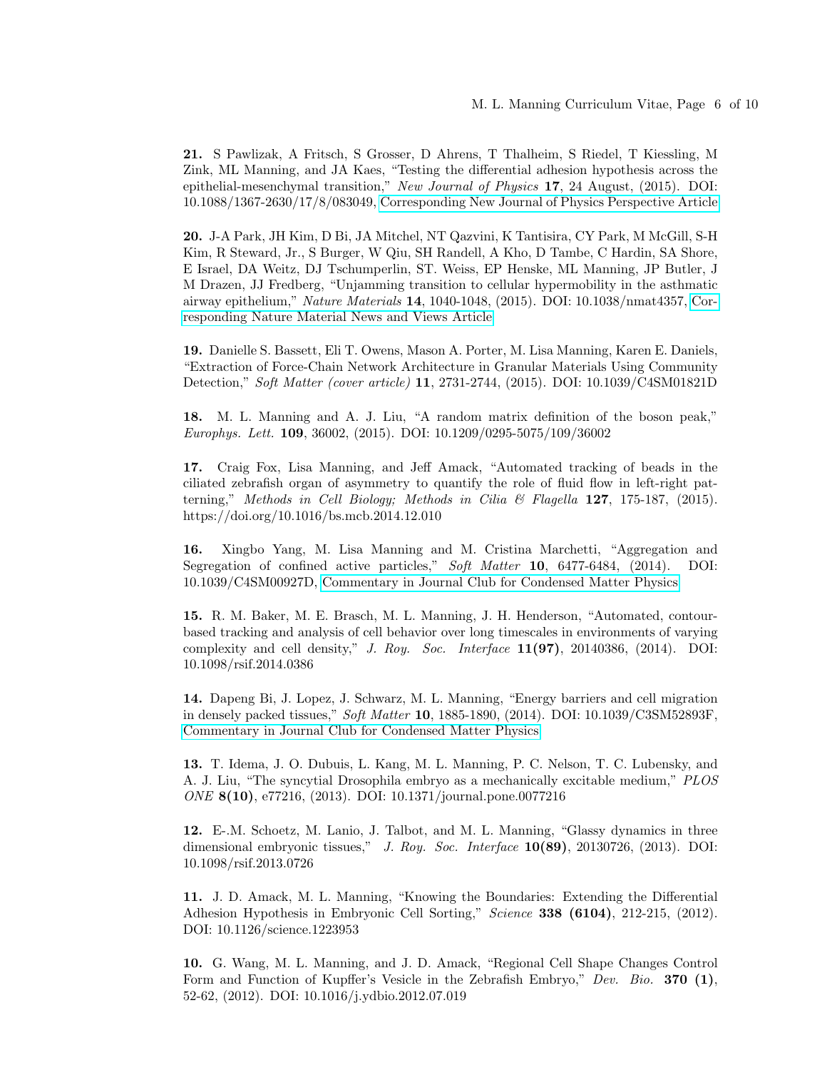**21.** S Pawlizak, A Fritsch, S Grosser, D Ahrens, T Thalheim, S Riedel, T Kiessling, M Zink, ML Manning, and JA Kaes, "Testing the differential adhesion hypothesis across the epithelial-mesenchymal transition," *New Journal of Physics* **17**, 24 August, (2015). DOI: 10.1088/1367-2630/17/8/083049, Corresponding New Journal of Physics Perspective Article

**20.** J-A Park, JH Kim, D Bi, JA Mitchel, NT Qazvini, K Tantisira, CY Park, M McGill, S-H Kim, R Steward, Jr., S Burger, W Qiu, SH Randell, A Kho, D Tambe, C Hardin, SA Shore, E Israel, DA Weitz, DJ Tschumperlin, ST. Weiss, EP Henske, ML Manning, JP Butler, J M Drazen, JJ Fredberg, "Unjamming transition to cellular hypermobility in the asthmatic airway epithelium," *Nature Materials* **14**, 1040-1048, (2015). DOI: 10.1038/nmat4357, Corresponding Nature Material News and Views Article

**19.** Danielle S. Bassett, Eli T. Owens, Mason A. Porter, M. Lisa Manning, Karen E. Daniels, "Extraction of Force-Chain Network Architecture in Granular Materials Using Community Detection," *Soft Matter (cover article)* **11**, 2731-2744, (2015). DOI: 10.1039/C4SM01821D

**18.** M. L. Manning and A. J. Liu, "A random matrix definition of the boson peak," *Europhys. Lett.* **109**, 36002, (2015). DOI: 10.1209/0295-5075/109/36002

**17.** Craig Fox, Lisa Manning, and Jeff Amack, "Automated tracking of beads in the ciliated zebrafish organ of asymmetry to quantify the role of fluid flow in left-right patterning," *Methods in Cell Biology; Methods in Cilia & Flagella* **127**, 175-187, (2015). https://doi.org/10.1016/bs.mcb.2014.12.010

**16.** Xingbo Yang, M. Lisa Manning and M. Cristina Marchetti, "Aggregation and Segregation of confined active particles," *Soft Matter* **10**, 6477-6484, (2014). DOI: 10.1039/C4SM00927D, Commentary in Journal Club for Condensed Matter Physics

**15.** R. M. Baker, M. E. Brasch, M. L. Manning, J. H. Henderson, "Automated, contour-based tracking and analysis of cell behavior over long timescales in environments of varying complexity and cell density," *J. Roy. Soc. Interface* **11(97)**, 20140386, (2014). DOI: 10.1098/rsif.2014.0386

**14.** Dapeng Bi, J. Lopez, J. Schwarz, M. L. Manning, "Energy barriers and cell migration in densely packed tissues," *Soft Matter* **10**, 1885-1890, (2014). DOI: 10.1039/C3SM52893F, Commentary in Journal Club for Condensed Matter Physics

**13.** T. Idema, J. O. Dubuis, L. Kang, M. L. Manning, P. C. Nelson, T. C. Lubensky, and A. J. Liu, "The syncytial Drosophila embryo as a mechanically excitable medium," *PLOS ONE* **8(10)**, e77216, (2013). DOI: 10.1371/journal.pone.0077216

**12.** E-.M. Schoetz, M. Lanio, J. Talbot, and M. L. Manning, "Glassy dynamics in three dimensional embryonic tissues," *J. Roy. Soc. Interface* **10(89)**, 20130726, (2013). DOI: 10.1098/rsif.2013.0726

**11.** J. D. Amack, M. L. Manning, "Knowing the Boundaries: Extending the Differential Adhesion Hypothesis in Embryonic Cell Sorting," *Science* **338 (6104)**, 212-215, (2012). DOI: 10.1126/science.1223953

**10.** G. Wang, M. L. Manning, and J. D. Amack, "Regional Cell Shape Changes Control Form and Function of Kupffer's Vesicle in the Zebrafish Embryo," *Dev. Bio.* **370 (1)**, 52-62, (2012). DOI: 10.1016/j.ydbio.2012.07.019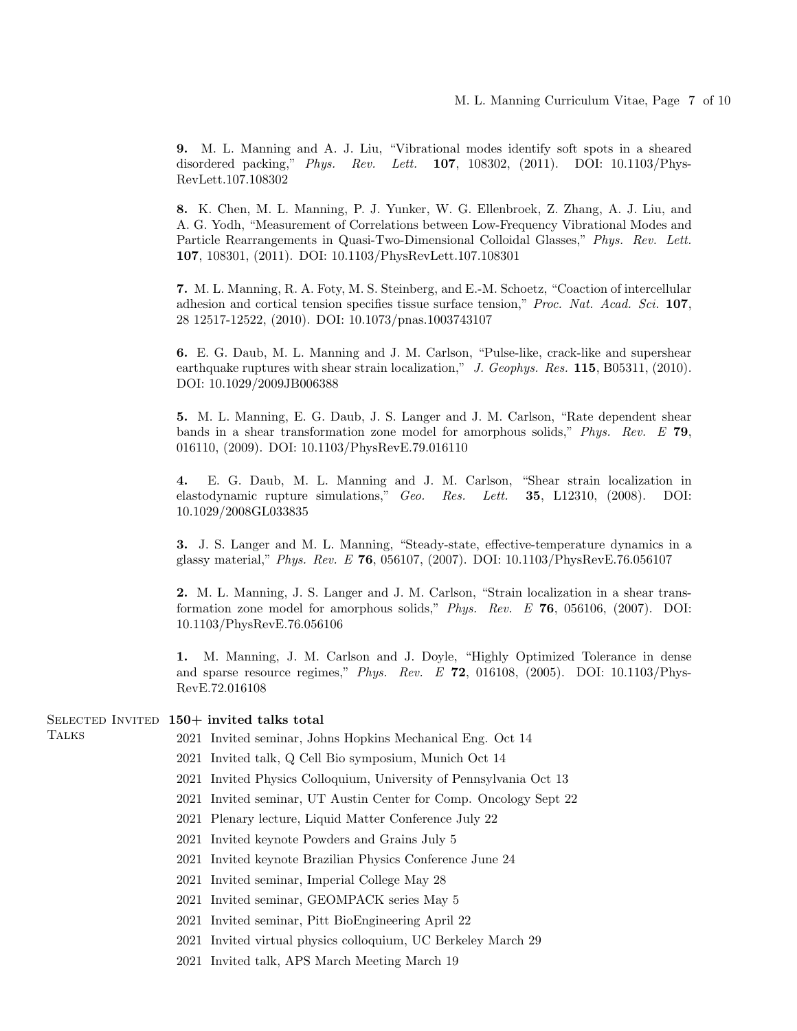**9.** M. L. Manning and A. J. Liu, "Vibrational modes identify soft spots in a sheared disordered packing," *Phys. Rev. Lett.* **107**, 108302, (2011). DOI: 10.1103/PhysRevLett.107.108302

**8.** K. Chen, M. L. Manning, P. J. Yunker, W. G. Ellenbroek, Z. Zhang, A. J. Liu, and A. G. Yodh, "Measurement of Correlations between Low-Frequency Vibrational Modes and Particle Rearrangements in Quasi-Two-Dimensional Colloidal Glasses," *Phys. Rev. Lett.* **107**, 108301, (2011). DOI: 10.1103/PhysRevLett.107.108301

**7.** M. L. Manning, R. A. Foty, M. S. Steinberg, and E.-M. Schoetz, "Coaction of intercellular adhesion and cortical tension specifies tissue surface tension," *Proc. Nat. Acad. Sci.* **107**, 28 12517-12522, (2010). DOI: 10.1073/pnas.1003743107

**6.** E. G. Daub, M. L. Manning and J. M. Carlson, "Pulse-like, crack-like and supershear earthquake ruptures with shear strain localization," *J. Geophys. Res.* **115**, B05311, (2010). DOI: 10.1029/2009JB006388

**5.** M. L. Manning, E. G. Daub, J. S. Langer and J. M. Carlson, "Rate dependent shear bands in a shear transformation zone model for amorphous solids," *Phys. Rev. E* **79**, 016110, (2009). DOI: 10.1103/PhysRevE.79.016110

**4.** E. G. Daub, M. L. Manning and J. M. Carlson, "Shear strain localization in elastodynamic rupture simulations," *Geo. Res. Lett.* **35**, L12310, (2008). DOI: 10.1029/2008GL033835

**3.** J. S. Langer and M. L. Manning, "Steady-state, effective-temperature dynamics in a glassy material," *Phys. Rev. E* **76**, 056107, (2007). DOI: 10.1103/PhysRevE.76.056107

**2.** M. L. Manning, J. S. Langer and J. M. Carlson, "Strain localization in a shear transformation zone model for amorphous solids," *Phys. Rev. E* **76**, 056106, (2007). DOI: 10.1103/PhysRevE.76.056106

**1.** M. Manning, J. M. Carlson and J. Doyle, "Highly Optimized Tolerance in dense and sparse resource regimes," *Phys. Rev. E* **72**, 016108, (2005). DOI: 10.1103/PhysRevE.72.016108

## Selected Invited Talks

**150+ invited talks total**

- 2021 Invited seminar, Johns Hopkins Mechanical Eng. Oct 14
- 2021 Invited talk, Q Cell Bio symposium, Munich Oct 14
- 2021 Invited Physics Colloquium, University of Pennsylvania Oct 13
- 2021 Invited seminar, UT Austin Center for Comp. Oncology Sept 22
- 2021 Plenary lecture, Liquid Matter Conference July 22
- 2021 Invited keynote Powders and Grains July 5
- 2021 Invited keynote Brazilian Physics Conference June 24
- 2021 Invited seminar, Imperial College May 28
- 2021 Invited seminar, GEOMPACK series May 5
- 2021 Invited seminar, Pitt BioEngineering April 22
- 2021 Invited virtual physics colloquium, UC Berkeley March 29
- 2021 Invited talk, APS March Meeting March 19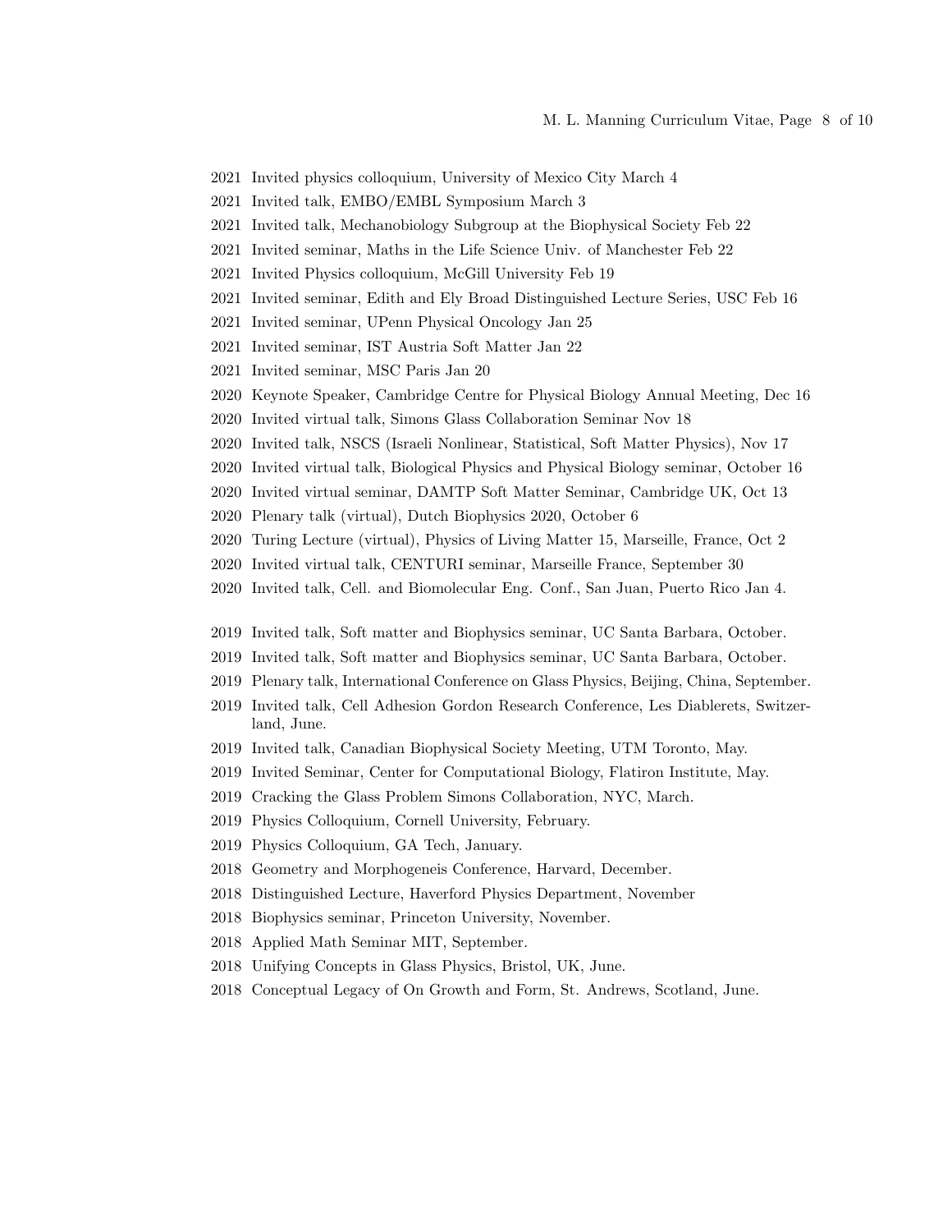2021 Invited physics colloquium, University of Mexico City March 4

2021 Invited talk, EMBO/EMBL Symposium March 3

2021 Invited talk, Mechanobiology Subgroup at the Biophysical Society Feb 22

2021 Invited seminar, Maths in the Life Science Univ. of Manchester Feb 22

2021 Invited Physics colloquium, McGill University Feb 19

2021 Invited seminar, Edith and Ely Broad Distinguished Lecture Series, USC Feb 16

2021 Invited seminar, UPenn Physical Oncology Jan 25

2021 Invited seminar, IST Austria Soft Matter Jan 22

2021 Invited seminar, MSC Paris Jan 20

2020 Keynote Speaker, Cambridge Centre for Physical Biology Annual Meeting, Dec 16

2020 Invited virtual talk, Simons Glass Collaboration Seminar Nov 18

2020 Invited talk, NSCS (Israeli Nonlinear, Statistical, Soft Matter Physics), Nov 17

2020 Invited virtual talk, Biological Physics and Physical Biology seminar, October 16

2020 Invited virtual seminar, DAMTP Soft Matter Seminar, Cambridge UK, Oct 13

2020 Plenary talk (virtual), Dutch Biophysics 2020, October 6

2020 Turing Lecture (virtual), Physics of Living Matter 15, Marseille, France, Oct 2

2020 Invited virtual talk, CENTURI seminar, Marseille France, September 30

2020 Invited talk, Cell. and Biomolecular Eng. Conf., San Juan, Puerto Rico Jan 4.

2019 Invited talk, Soft matter and Biophysics seminar, UC Santa Barbara, October.

2019 Invited talk, Soft matter and Biophysics seminar, UC Santa Barbara, October.

2019 Plenary talk, International Conference on Glass Physics, Beijing, China, September.

2019 Invited talk, Cell Adhesion Gordon Research Conference, Les Diablerets, Switzerland, June.

2019 Invited talk, Canadian Biophysical Society Meeting, UTM Toronto, May.

2019 Invited Seminar, Center for Computational Biology, Flatiron Institute, May.

2019 Cracking the Glass Problem Simons Collaboration, NYC, March.

2019 Physics Colloquium, Cornell University, February.

2019 Physics Colloquium, GA Tech, January.

2018 Geometry and Morphogeneis Conference, Harvard, December.

2018 Distinguished Lecture, Haverford Physics Department, November

2018 Biophysics seminar, Princeton University, November.

2018 Applied Math Seminar MIT, September.

2018 Unifying Concepts in Glass Physics, Bristol, UK, June.

2018 Conceptual Legacy of On Growth and Form, St. Andrews, Scotland, June.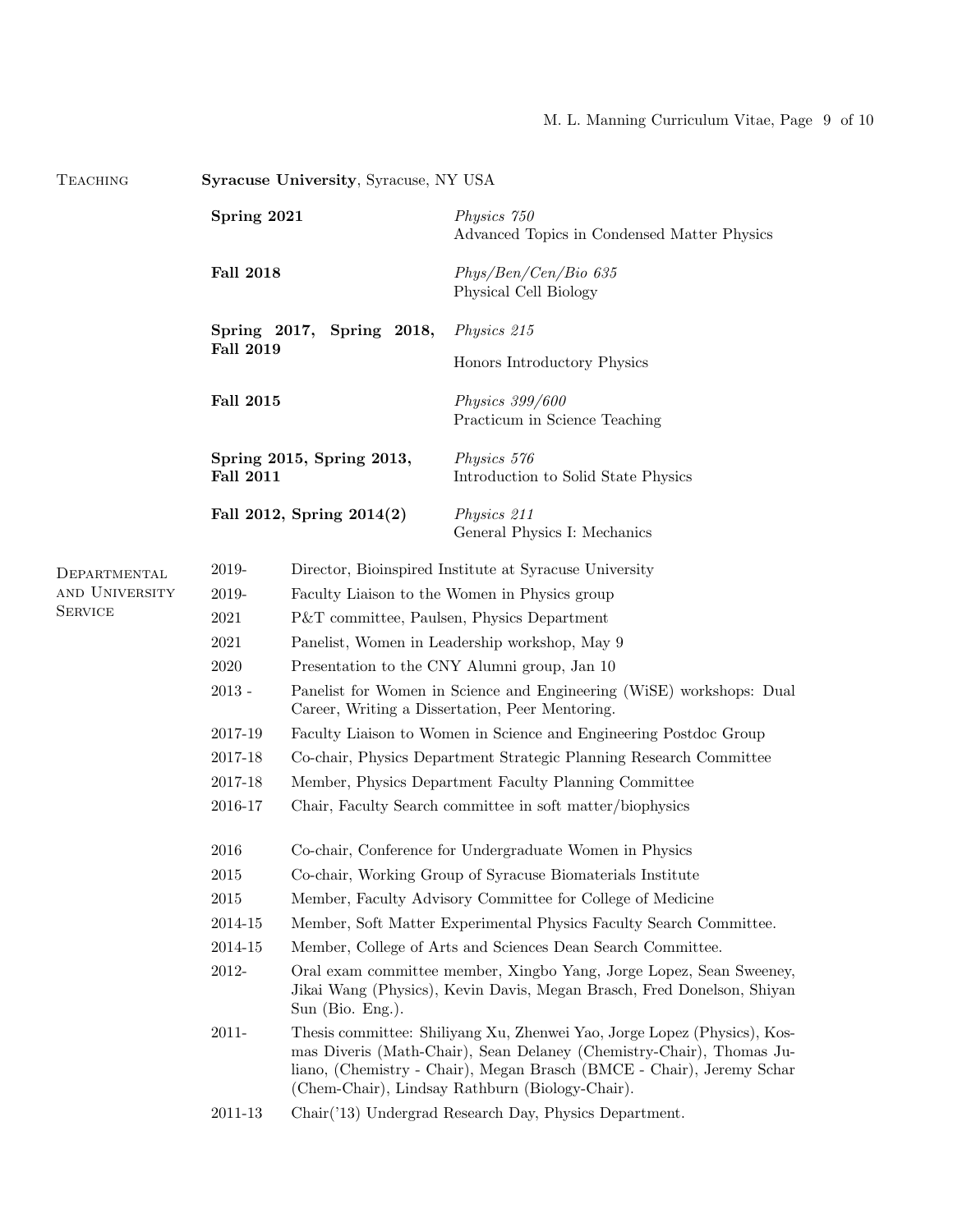## Teaching

**Syracuse University**, Syracuse, NY USA

**Spring 2021** — *Physics 750*
Advanced Topics in Condensed Matter Physics

**Fall 2018** — *Phys/Ben/Cen/Bio 635*
Physical Cell Biology

**Spring 2017, Spring 2018, Fall 2019** — *Physics 215*
Honors Introductory Physics

**Fall 2015** — *Physics 399/600*
Practicum in Science Teaching

**Spring 2015, Spring 2013, Fall 2011** — *Physics 576*
Introduction to Solid State Physics

**Fall 2012, Spring 2014(2)** — *Physics 211*
General Physics I: Mechanics

## Departmental and University Service

- 2019- Director, Bioinspired Institute at Syracuse University
- 2019- Faculty Liaison to the Women in Physics group
- 2021 P&T committee, Paulsen, Physics Department
- 2021 Panelist, Women in Leadership workshop, May 9
- 2020 Presentation to the CNY Alumni group, Jan 10
- 2013 - Panelist for Women in Science and Engineering (WiSE) workshops: Dual Career, Writing a Dissertation, Peer Mentoring.
- 2017-19 Faculty Liaison to Women in Science and Engineering Postdoc Group
- 2017-18 Co-chair, Physics Department Strategic Planning Research Committee
- 2017-18 Member, Physics Department Faculty Planning Committee
- 2016-17 Chair, Faculty Search committee in soft matter/biophysics
- 2016 Co-chair, Conference for Undergraduate Women in Physics
- 2015 Co-chair, Working Group of Syracuse Biomaterials Institute
- 2015 Member, Faculty Advisory Committee for College of Medicine
- 2014-15 Member, Soft Matter Experimental Physics Faculty Search Committee.
- 2014-15 Member, College of Arts and Sciences Dean Search Committee.
- 2012- Oral exam committee member, Xingbo Yang, Jorge Lopez, Sean Sweeney, Jikai Wang (Physics), Kevin Davis, Megan Brasch, Fred Donelson, Shiyan Sun (Bio. Eng.).
- 2011- Thesis committee: Shiliyang Xu, Zhenwei Yao, Jorge Lopez (Physics), Kosmas Diveris (Math-Chair), Sean Delaney (Chemistry-Chair), Thomas Juliano, (Chemistry - Chair), Megan Brasch (BMCE - Chair), Jeremy Schar (Chem-Chair), Lindsay Rathburn (Biology-Chair).
- 2011-13 Chair('13) Undergrad Research Day, Physics Department.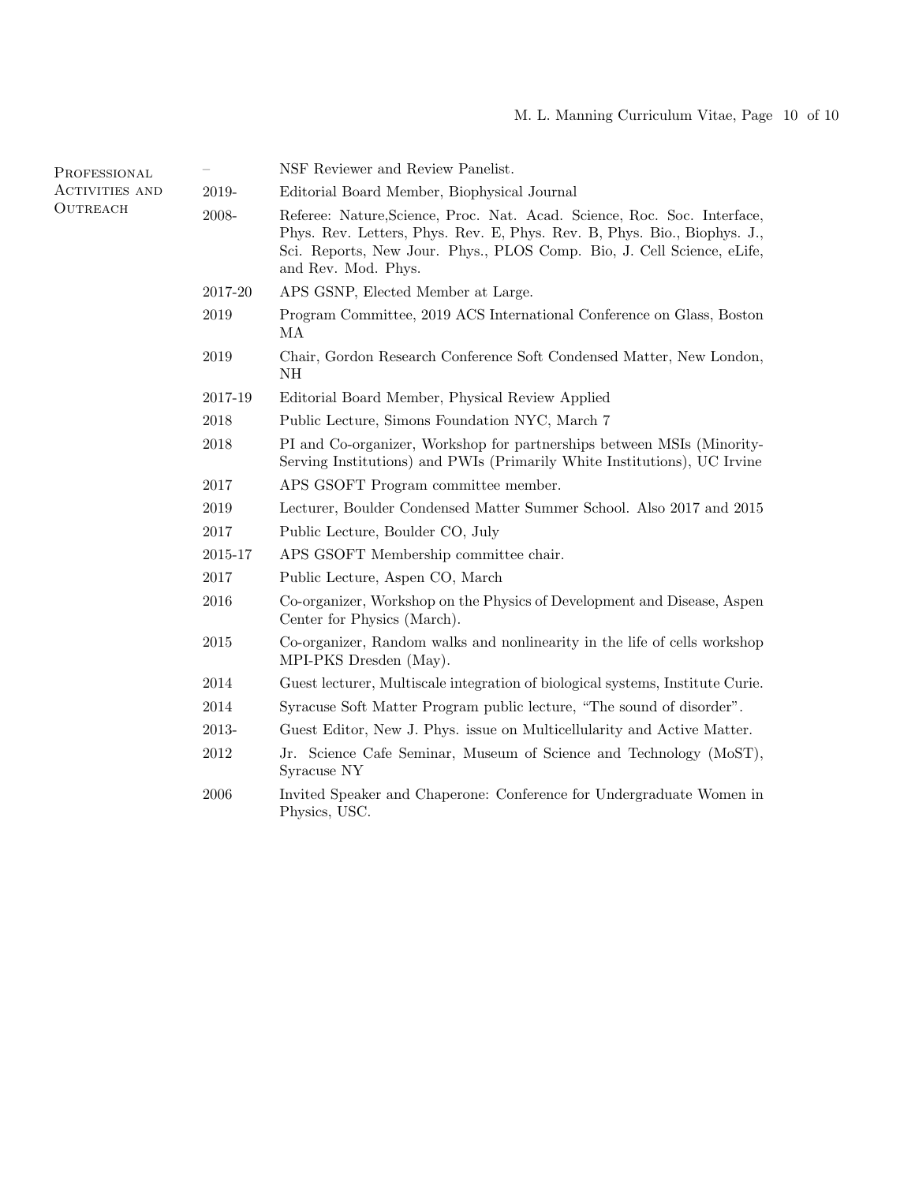## Professional Activities and Outreach

| | |
|---|---|
| – | NSF Reviewer and Review Panelist. |
| 2019- | Editorial Board Member, Biophysical Journal |
| 2008- | Referee: Nature,Science, Proc. Nat. Acad. Science, Roc. Soc. Interface, Phys. Rev. Letters, Phys. Rev. E, Phys. Rev. B, Phys. Bio., Biophys. J., Sci. Reports, New Jour. Phys., PLOS Comp. Bio, J. Cell Science, eLife, and Rev. Mod. Phys. |
| 2017-20 | APS GSNP, Elected Member at Large. |
| 2019 | Program Committee, 2019 ACS International Conference on Glass, Boston MA |
| 2019 | Chair, Gordon Research Conference Soft Condensed Matter, New London, NH |
| 2017-19 | Editorial Board Member, Physical Review Applied |
| 2018 | Public Lecture, Simons Foundation NYC, March 7 |
| 2018 | PI and Co-organizer, Workshop for partnerships between MSIs (Minority-Serving Institutions) and PWIs (Primarily White Institutions), UC Irvine |
| 2017 | APS GSOFT Program committee member. |
| 2019 | Lecturer, Boulder Condensed Matter Summer School. Also 2017 and 2015 |
| 2017 | Public Lecture, Boulder CO, July |
| 2015-17 | APS GSOFT Membership committee chair. |
| 2017 | Public Lecture, Aspen CO, March |
| 2016 | Co-organizer, Workshop on the Physics of Development and Disease, Aspen Center for Physics (March). |
| 2015 | Co-organizer, Random walks and nonlinearity in the life of cells workshop MPI-PKS Dresden (May). |
| 2014 | Guest lecturer, Multiscale integration of biological systems, Institute Curie. |
| 2014 | Syracuse Soft Matter Program public lecture, "The sound of disorder". |
| 2013- | Guest Editor, New J. Phys. issue on Multicellularity and Active Matter. |
| 2012 | Jr. Science Cafe Seminar, Museum of Science and Technology (MoST), Syracuse NY |
| 2006 | Invited Speaker and Chaperone: Conference for Undergraduate Women in Physics, USC. |